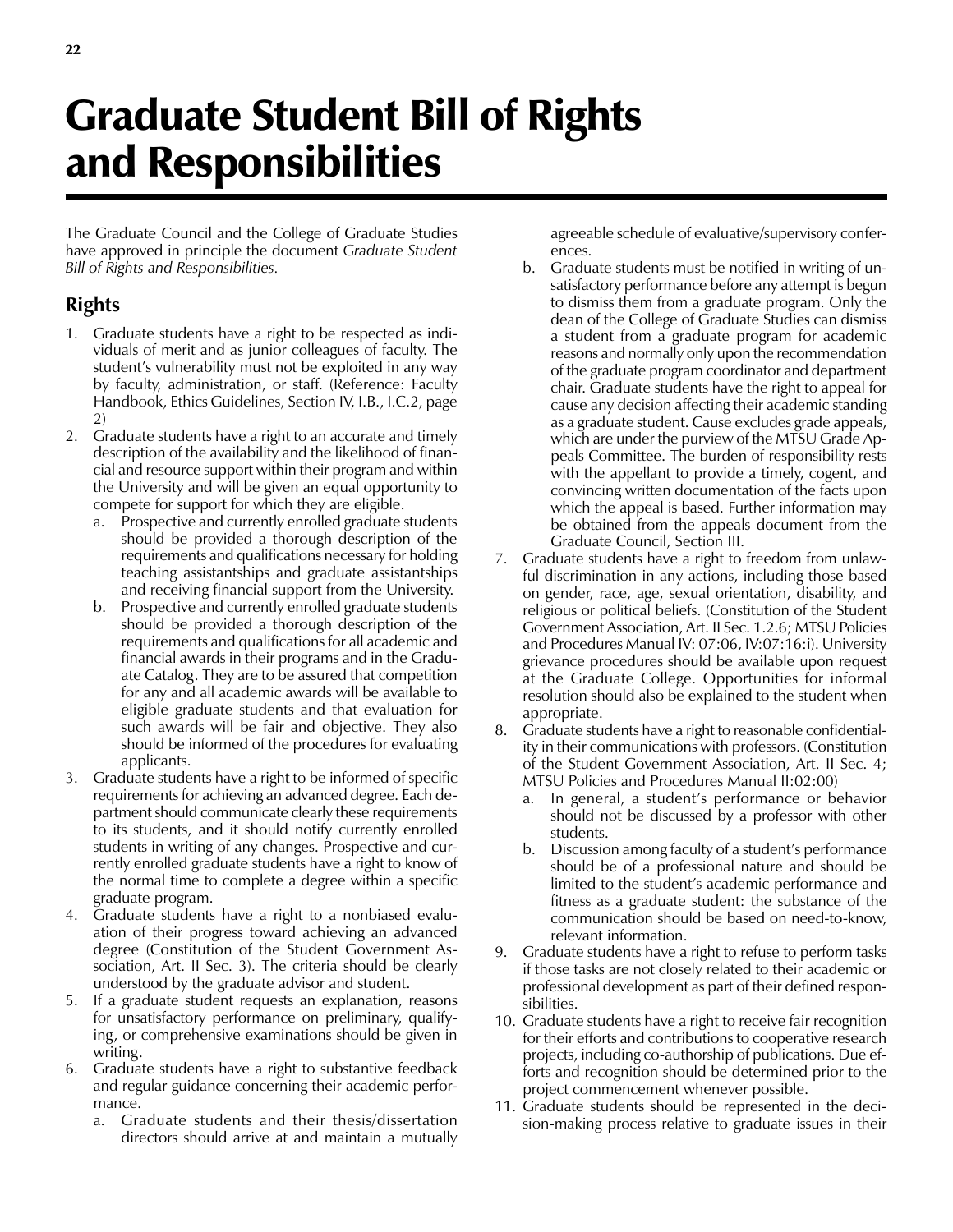# Graduate Student Bill of Rights and Responsibilities

The Graduate Council and the College of Graduate Studies have approved in principle the document *Graduate Student Bill of Rights and Responsibilities.*

## Rights

1. Graduate students have a right to be respected as individuals of merit and as junior colleagues of faculty. The student's vulnerability must not be exploited in any way by faculty, administration, or staff. (Reference: Faculty Handbook, Ethics Guidelines, Section IV, I.B., I.C.2, page 2)
2. Graduate students have a right to an accurate and timely description of the availability and the likelihood of financial and resource support within their program and within the University and will be given an equal opportunity to compete for support for which they are eligible.
   a. Prospective and currently enrolled graduate students should be provided a thorough description of the requirements and qualifications necessary for holding teaching assistantships and graduate assistantships and receiving financial support from the University.
   b. Prospective and currently enrolled graduate students should be provided a thorough description of the requirements and qualifications for all academic and financial awards in their programs and in the Graduate Catalog. They are to be assured that competition for any and all academic awards will be available to eligible graduate students and that evaluation for such awards will be fair and objective. They also should be informed of the procedures for evaluating applicants.
3. Graduate students have a right to be informed of specific requirements for achieving an advanced degree. Each department should communicate clearly these requirements to its students, and it should notify currently enrolled students in writing of any changes. Prospective and currently enrolled graduate students have a right to know of the normal time to complete a degree within a specific graduate program.
4. Graduate students have a right to a nonbiased evaluation of their progress toward achieving an advanced degree (Constitution of the Student Government Association, Art. II Sec. 3). The criteria should be clearly understood by the graduate advisor and student.
5. If a graduate student requests an explanation, reasons for unsatisfactory performance on preliminary, qualifying, or comprehensive examinations should be given in writing.
6. Graduate students have a right to substantive feedback and regular guidance concerning their academic performance.
   a. Graduate students and their thesis/dissertation directors should arrive at and maintain a mutually agreeable schedule of evaluative/supervisory conferences.
   b. Graduate students must be notified in writing of unsatisfactory performance before any attempt is begun to dismiss them from a graduate program. Only the dean of the College of Graduate Studies can dismiss a student from a graduate program for academic reasons and normally only upon the recommendation of the graduate program coordinator and department chair. Graduate students have the right to appeal for cause any decision affecting their academic standing as a graduate student. Cause excludes grade appeals, which are under the purview of the MTSU Grade Appeals Committee. The burden of responsibility rests with the appellant to provide a timely, cogent, and convincing written documentation of the facts upon which the appeal is based. Further information may be obtained from the appeals document from the Graduate Council, Section III.
7. Graduate students have a right to freedom from unlawful discrimination in any actions, including those based on gender, race, age, sexual orientation, disability, and religious or political beliefs. (Constitution of the Student Government Association, Art. II Sec. 1.2.6; MTSU Policies and Procedures Manual IV: 07:06, IV:07:16:i). University grievance procedures should be available upon request at the Graduate College. Opportunities for informal resolution should also be explained to the student when appropriate.
8. Graduate students have a right to reasonable confidentiality in their communications with professors. (Constitution of the Student Government Association, Art. II Sec. 4; MTSU Policies and Procedures Manual II:02:00)
   a. In general, a student's performance or behavior should not be discussed by a professor with other students.
   b. Discussion among faculty of a student's performance should be of a professional nature and should be limited to the student's academic performance and fitness as a graduate student: the substance of the communication should be based on need-to-know, relevant information.
9. Graduate students have a right to refuse to perform tasks if those tasks are not closely related to their academic or professional development as part of their defined responsibilities.
10. Graduate students have a right to receive fair recognition for their efforts and contributions to cooperative research projects, including co-authorship of publications. Due efforts and recognition should be determined prior to the project commencement whenever possible.
11. Graduate students should be represented in the decision-making process relative to graduate issues in their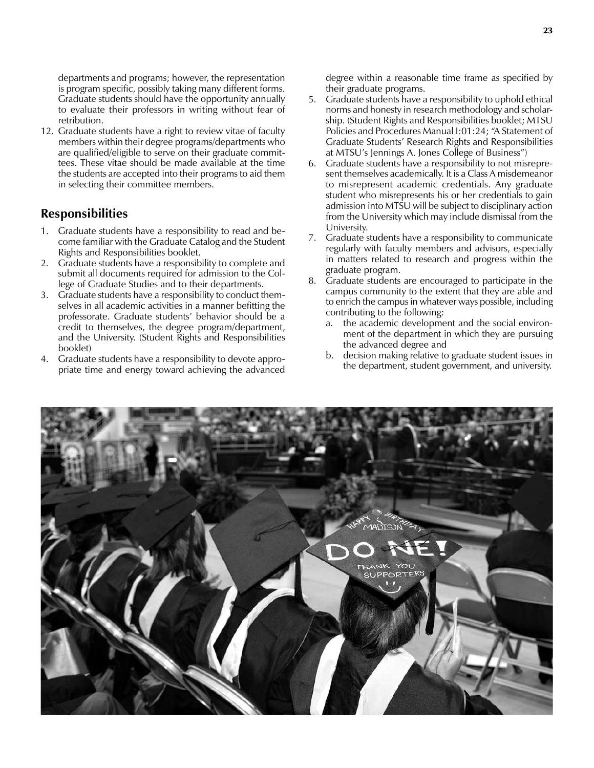departments and programs; however, the representation is program specific, possibly taking many different forms. Graduate students should have the opportunity annually to evaluate their professors in writing without fear of retribution.

12. Graduate students have a right to review vitae of faculty members within their degree programs/departments who are qualified/eligible to serve on their graduate committees. These vitae should be made available at the time the students are accepted into their programs to aid them in selecting their committee members.

## Responsibilities

1. Graduate students have a responsibility to read and become familiar with the Graduate Catalog and the Student Rights and Responsibilities booklet.
2. Graduate students have a responsibility to complete and submit all documents required for admission to the College of Graduate Studies and to their departments.
3. Graduate students have a responsibility to conduct themselves in all academic activities in a manner befitting the professorate. Graduate students' behavior should be a credit to themselves, the degree program/department, and the University. (Student Rights and Responsibilities booklet)
4. Graduate students have a responsibility to devote appropriate time and energy toward achieving the advanced degree within a reasonable time frame as specified by their graduate programs.
5. Graduate students have a responsibility to uphold ethical norms and honesty in research methodology and scholarship. (Student Rights and Responsibilities booklet; MTSU Policies and Procedures Manual I:01:24; "A Statement of Graduate Students' Research Rights and Responsibilities at MTSU's Jennings A. Jones College of Business")
6. Graduate students have a responsibility to not misrepresent themselves academically. It is a Class A misdemeanor to misrepresent academic credentials. Any graduate student who misrepresents his or her credentials to gain admission into MTSU will be subject to disciplinary action from the University which may include dismissal from the University.
7. Graduate students have a responsibility to communicate regularly with faculty members and advisors, especially in matters related to research and progress within the graduate program.
8. Graduate students are encouraged to participate in the campus community to the extent that they are able and to enrich the campus in whatever ways possible, including contributing to the following:
   a. the academic development and the social environment of the department in which they are pursuing the advanced degree and
   b. decision making relative to graduate student issues in the department, student government, and university.